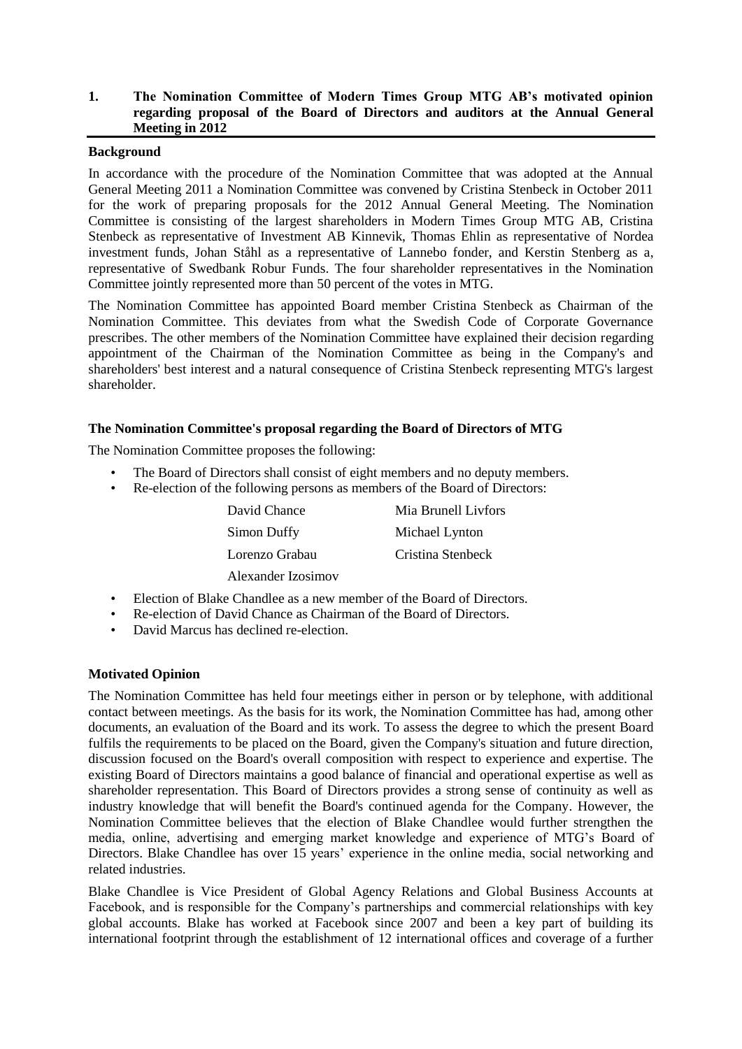## 1. The Nomination Committee of Modern Times Group MTG AB's motivated opinion regarding proposal of the Board of Directors and auditors at the Annual General Meeting in 2012

**Background**

In accordance with the procedure of the Nomination Committee that was adopted at the Annual General Meeting 2011 a Nomination Committee was convened by Cristina Stenbeck in October 2011 for the work of preparing proposals for the 2012 Annual General Meeting. The Nomination Committee is consisting of the largest shareholders in Modern Times Group MTG AB, Cristina Stenbeck as representative of Investment AB Kinnevik, Thomas Ehlin as representative of Nordea investment funds, Johan Ståhl as a representative of Lannebo fonder, and Kerstin Stenberg as a, representative of Swedbank Robur Funds. The four shareholder representatives in the Nomination Committee jointly represented more than 50 percent of the votes in MTG.

The Nomination Committee has appointed Board member Cristina Stenbeck as Chairman of the Nomination Committee. This deviates from what the Swedish Code of Corporate Governance prescribes. The other members of the Nomination Committee have explained their decision regarding appointment of the Chairman of the Nomination Committee as being in the Company's and shareholders' best interest and a natural consequence of Cristina Stenbeck representing MTG's largest shareholder.

**The Nomination Committee's proposal regarding the Board of Directors of MTG**

The Nomination Committee proposes the following:

- The Board of Directors shall consist of eight members and no deputy members.
- Re-election of the following persons as members of the Board of Directors:

| | |
|---|---|
| David Chance | Mia Brunell Livfors |
| Simon Duffy | Michael Lynton |
| Lorenzo Grabau | Cristina Stenbeck |
| Alexander Izosimov | |

- Election of Blake Chandlee as a new member of the Board of Directors.
- Re-election of David Chance as Chairman of the Board of Directors.
- David Marcus has declined re-election.

**Motivated Opinion**

The Nomination Committee has held four meetings either in person or by telephone, with additional contact between meetings. As the basis for its work, the Nomination Committee has had, among other documents, an evaluation of the Board and its work. To assess the degree to which the present Board fulfils the requirements to be placed on the Board, given the Company's situation and future direction, discussion focused on the Board's overall composition with respect to experience and expertise. The existing Board of Directors maintains a good balance of financial and operational expertise as well as shareholder representation. This Board of Directors provides a strong sense of continuity as well as industry knowledge that will benefit the Board's continued agenda for the Company. However, the Nomination Committee believes that the election of Blake Chandlee would further strengthen the media, online, advertising and emerging market knowledge and experience of MTG's Board of Directors. Blake Chandlee has over 15 years' experience in the online media, social networking and related industries.

Blake Chandlee is Vice President of Global Agency Relations and Global Business Accounts at Facebook, and is responsible for the Company's partnerships and commercial relationships with key global accounts. Blake has worked at Facebook since 2007 and been a key part of building its international footprint through the establishment of 12 international offices and coverage of a further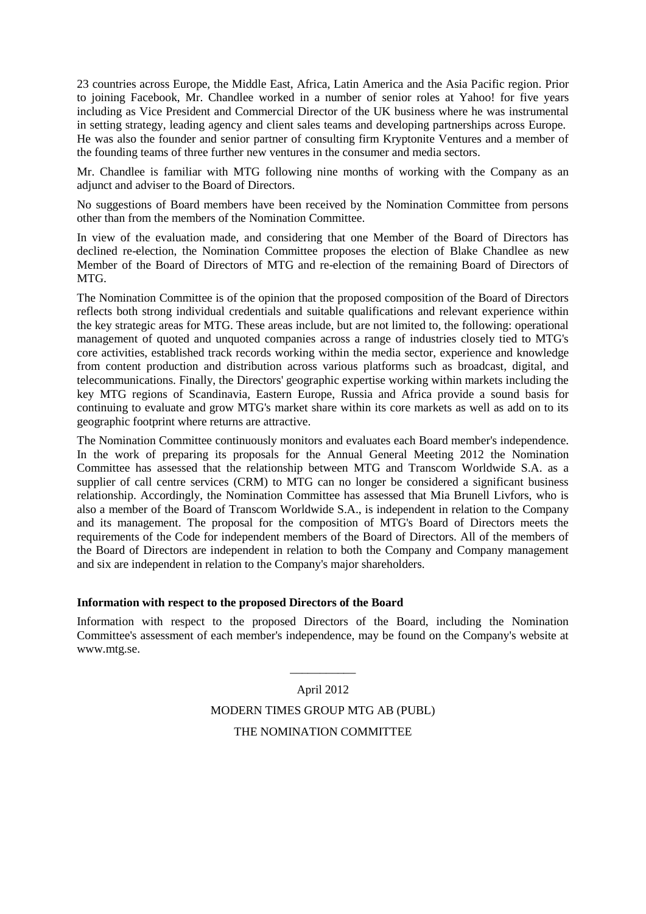23 countries across Europe, the Middle East, Africa, Latin America and the Asia Pacific region. Prior to joining Facebook, Mr. Chandlee worked in a number of senior roles at Yahoo! for five years including as Vice President and Commercial Director of the UK business where he was instrumental in setting strategy, leading agency and client sales teams and developing partnerships across Europe. He was also the founder and senior partner of consulting firm Kryptonite Ventures and a member of the founding teams of three further new ventures in the consumer and media sectors.

Mr. Chandlee is familiar with MTG following nine months of working with the Company as an adjunct and adviser to the Board of Directors.

No suggestions of Board members have been received by the Nomination Committee from persons other than from the members of the Nomination Committee.

In view of the evaluation made, and considering that one Member of the Board of Directors has declined re-election, the Nomination Committee proposes the election of Blake Chandlee as new Member of the Board of Directors of MTG and re-election of the remaining Board of Directors of MTG.

The Nomination Committee is of the opinion that the proposed composition of the Board of Directors reflects both strong individual credentials and suitable qualifications and relevant experience within the key strategic areas for MTG. These areas include, but are not limited to, the following: operational management of quoted and unquoted companies across a range of industries closely tied to MTG's core activities, established track records working within the media sector, experience and knowledge from content production and distribution across various platforms such as broadcast, digital, and telecommunications. Finally, the Directors' geographic expertise working within markets including the key MTG regions of Scandinavia, Eastern Europe, Russia and Africa provide a sound basis for continuing to evaluate and grow MTG's market share within its core markets as well as add on to its geographic footprint where returns are attractive.

The Nomination Committee continuously monitors and evaluates each Board member's independence. In the work of preparing its proposals for the Annual General Meeting 2012 the Nomination Committee has assessed that the relationship between MTG and Transcom Worldwide S.A. as a supplier of call centre services (CRM) to MTG can no longer be considered a significant business relationship. Accordingly, the Nomination Committee has assessed that Mia Brunell Livfors, who is also a member of the Board of Transcom Worldwide S.A., is independent in relation to the Company and its management. The proposal for the composition of MTG's Board of Directors meets the requirements of the Code for independent members of the Board of Directors. All of the members of the Board of Directors are independent in relation to both the Company and Company management and six are independent in relation to the Company's major shareholders.

**Information with respect to the proposed Directors of the Board**

Information with respect to the proposed Directors of the Board, including the Nomination Committee's assessment of each member's independence, may be found on the Company's website at www.mtg.se.

\_\_\_\_\_\_\_\_\_\_\_

April 2012

MODERN TIMES GROUP MTG AB (PUBL)

THE NOMINATION COMMITTEE